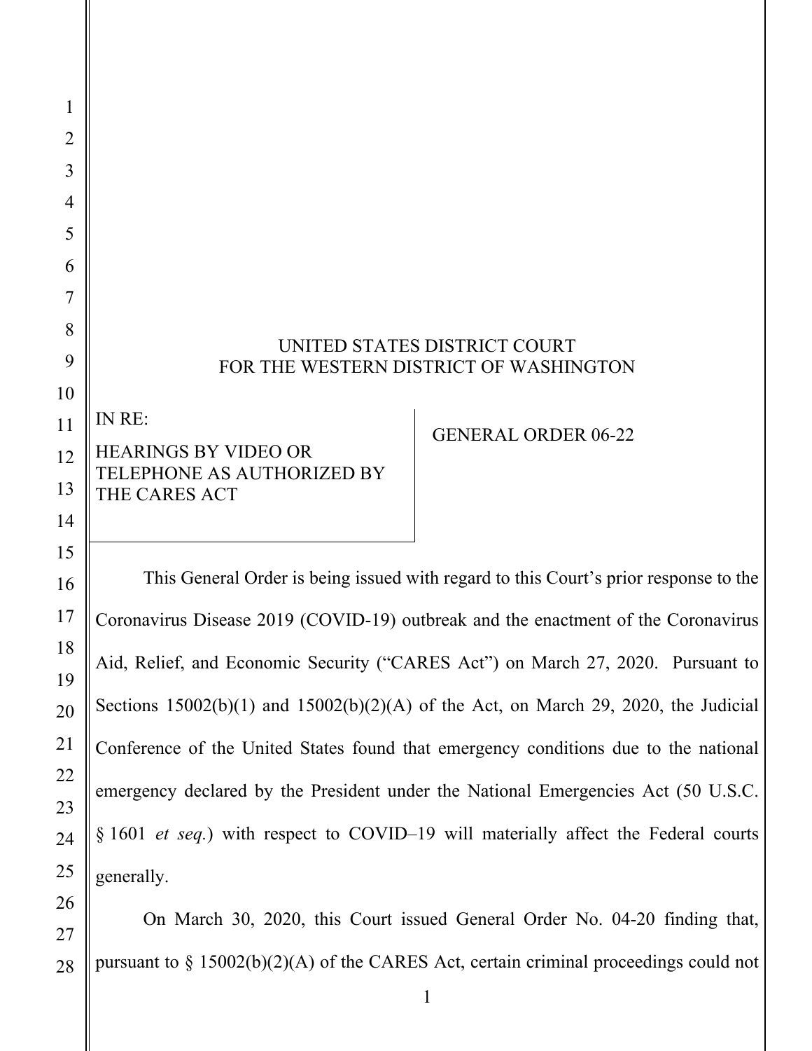UNITED STATES DISTRICT COURT
FOR THE WESTERN DISTRICT OF WASHINGTON

| | |
|---|---|
| IN RE:<br><br>HEARINGS BY VIDEO OR TELEPHONE AS AUTHORIZED BY THE CARES ACT | GENERAL ORDER 06-22 |

This General Order is being issued with regard to this Court's prior response to the Coronavirus Disease 2019 (COVID-19) outbreak and the enactment of the Coronavirus Aid, Relief, and Economic Security ("CARES Act") on March 27, 2020. Pursuant to Sections 15002(b)(1) and 15002(b)(2)(A) of the Act, on March 29, 2020, the Judicial Conference of the United States found that emergency conditions due to the national emergency declared by the President under the National Emergencies Act (50 U.S.C. § 1601 *et seq.*) with respect to COVID–19 will materially affect the Federal courts generally.

On March 30, 2020, this Court issued General Order No. 04-20 finding that, pursuant to § 15002(b)(2)(A) of the CARES Act, certain criminal proceedings could not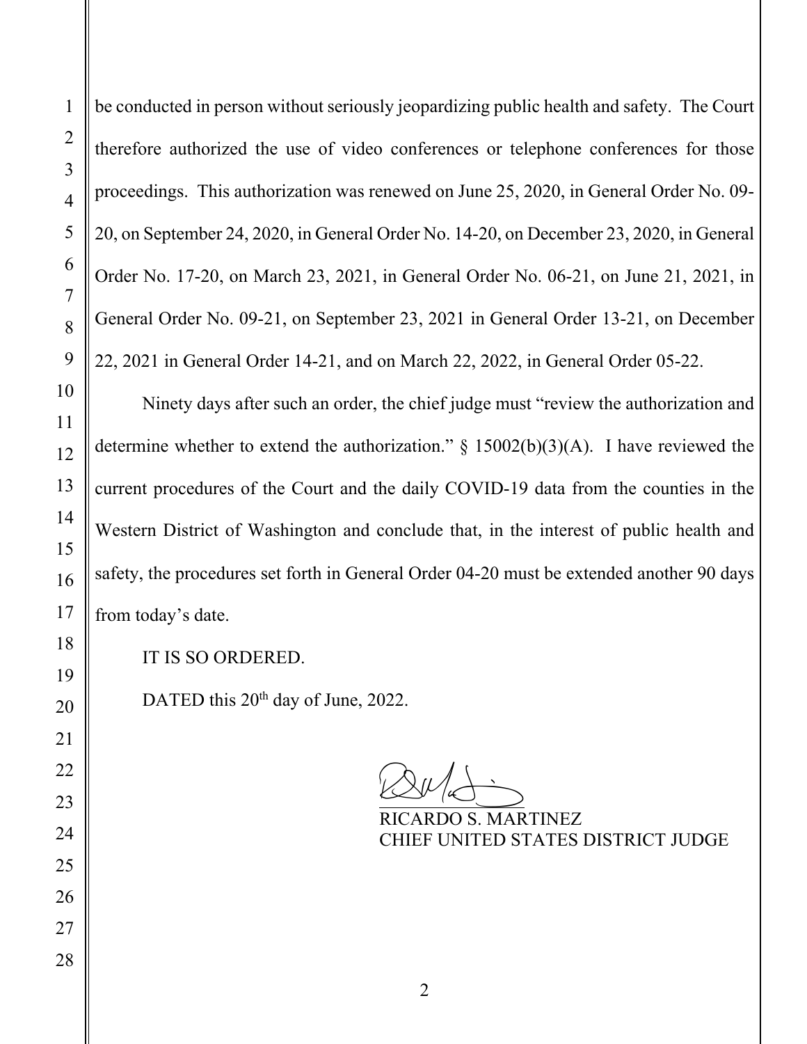be conducted in person without seriously jeopardizing public health and safety. The Court therefore authorized the use of video conferences or telephone conferences for those proceedings. This authorization was renewed on June 25, 2020, in General Order No. 09-20, on September 24, 2020, in General Order No. 14-20, on December 23, 2020, in General Order No. 17-20, on March 23, 2021, in General Order No. 06-21, on June 21, 2021, in General Order No. 09-21, on September 23, 2021 in General Order 13-21, on December 22, 2021 in General Order 14-21, and on March 22, 2022, in General Order 05-22.

Ninety days after such an order, the chief judge must "review the authorization and determine whether to extend the authorization." § 15002(b)(3)(A). I have reviewed the current procedures of the Court and the daily COVID-19 data from the counties in the Western District of Washington and conclude that, in the interest of public health and safety, the procedures set forth in General Order 04-20 must be extended another 90 days from today's date.

IT IS SO ORDERED.

DATED this 20th day of June, 2022.

RICARDO S. MARTINEZ
CHIEF UNITED STATES DISTRICT JUDGE